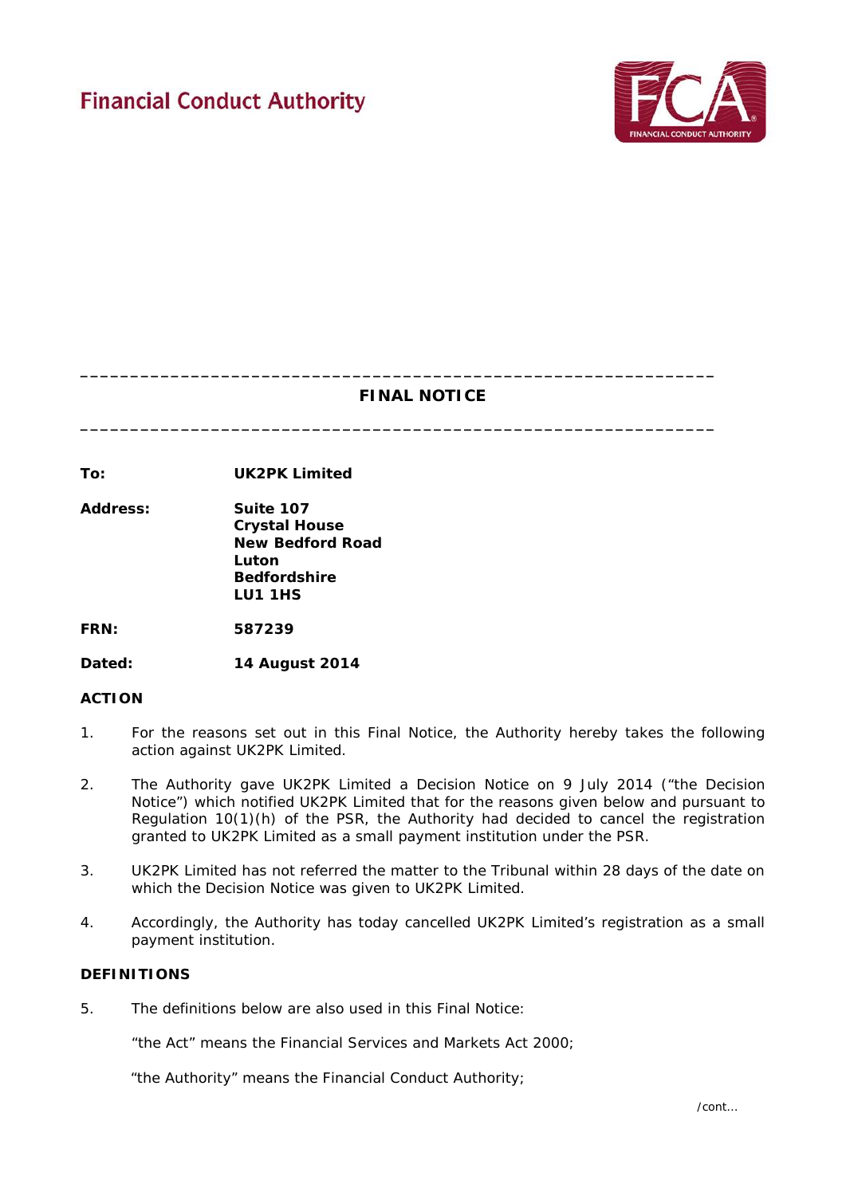Financial Conduct Authority

---

# FINAL NOTICE

---

**To:** **UK2PK Limited**

**Address:** **Suite 107**
**Crystal House**
**New Bedford Road**
**Luton**
**Bedfordshire**
**LU1 1HS**

**FRN:** **587239**

**Dated:** **14 August 2014**

## ACTION

1. For the reasons set out in this Final Notice, the Authority hereby takes the following action against UK2PK Limited.

2. The Authority gave UK2PK Limited a Decision Notice on 9 July 2014 ("the Decision Notice") which notified UK2PK Limited that for the reasons given below and pursuant to Regulation 10(1)(h) of the PSR, the Authority had decided to cancel the registration granted to UK2PK Limited as a small payment institution under the PSR.

3. UK2PK Limited has not referred the matter to the Tribunal within 28 days of the date on which the Decision Notice was given to UK2PK Limited.

4. Accordingly, the Authority has today cancelled UK2PK Limited's registration as a small payment institution.

## DEFINITIONS

5. The definitions below are also used in this Final Notice:

   "the Act" means the Financial Services and Markets Act 2000;

   "the Authority" means the Financial Conduct Authority;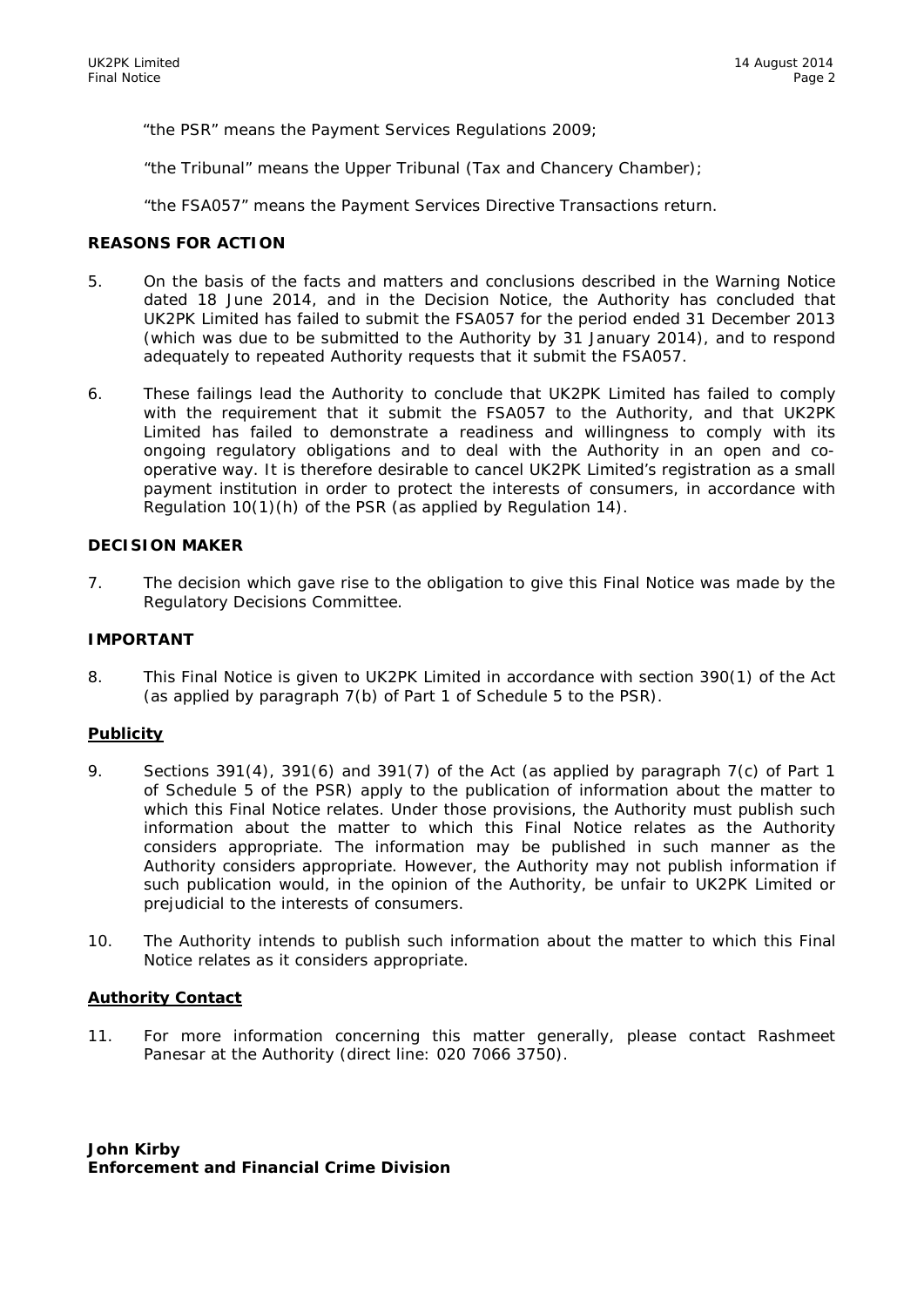"the PSR" means the Payment Services Regulations 2009;

"the Tribunal" means the Upper Tribunal (Tax and Chancery Chamber);

"the FSA057" means the Payment Services Directive Transactions return.

## REASONS FOR ACTION

5. On the basis of the facts and matters and conclusions described in the Warning Notice dated 18 June 2014, and in the Decision Notice, the Authority has concluded that UK2PK Limited has failed to submit the FSA057 for the period ended 31 December 2013 (which was due to be submitted to the Authority by 31 January 2014), and to respond adequately to repeated Authority requests that it submit the FSA057.

6. These failings lead the Authority to conclude that UK2PK Limited has failed to comply with the requirement that it submit the FSA057 to the Authority, and that UK2PK Limited has failed to demonstrate a readiness and willingness to comply with its ongoing regulatory obligations and to deal with the Authority in an open and co-operative way. It is therefore desirable to cancel UK2PK Limited's registration as a small payment institution in order to protect the interests of consumers, in accordance with Regulation 10(1)(h) of the PSR (as applied by Regulation 14).

## DECISION MAKER

7. The decision which gave rise to the obligation to give this Final Notice was made by the Regulatory Decisions Committee.

## IMPORTANT

8. This Final Notice is given to UK2PK Limited in accordance with section 390(1) of the Act (as applied by paragraph 7(b) of Part 1 of Schedule 5 to the PSR).

### Publicity

9. Sections 391(4), 391(6) and 391(7) of the Act (as applied by paragraph 7(c) of Part 1 of Schedule 5 of the PSR) apply to the publication of information about the matter to which this Final Notice relates. Under those provisions, the Authority must publish such information about the matter to which this Final Notice relates as the Authority considers appropriate. The information may be published in such manner as the Authority considers appropriate. However, the Authority may not publish information if such publication would, in the opinion of the Authority, be unfair to UK2PK Limited or prejudicial to the interests of consumers.

10. The Authority intends to publish such information about the matter to which this Final Notice relates as it considers appropriate.

### Authority Contact

11. For more information concerning this matter generally, please contact Rashmeet Panesar at the Authority (direct line: 020 7066 3750).

**John Kirby**
**Enforcement and Financial Crime Division**